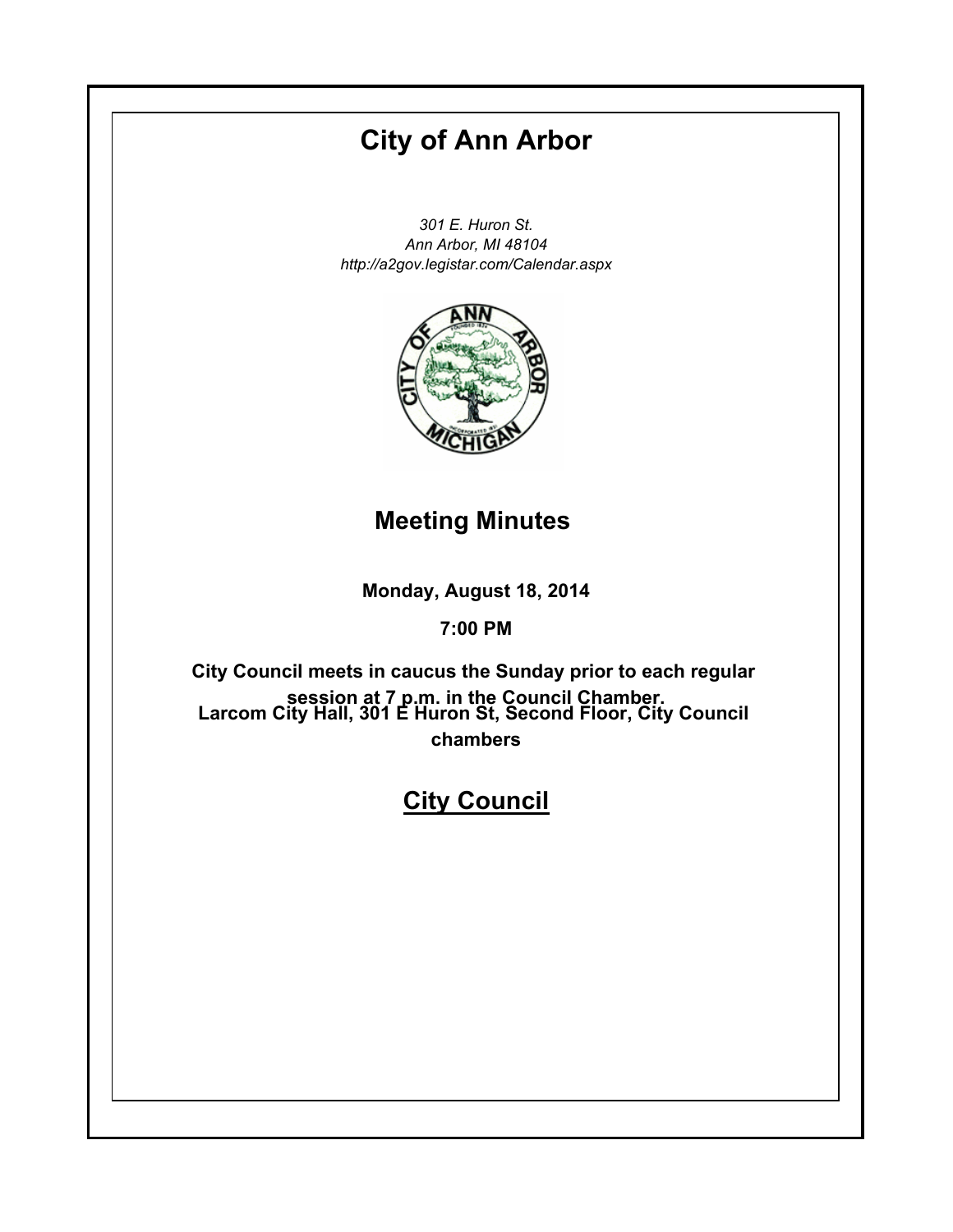# City of Ann Arbor

*301 E. Huron St.*
*Ann Arbor, MI 48104*
*http://a2gov.legistar.com/Calendar.aspx*

## Meeting Minutes

**Monday, August 18, 2014**

**7:00 PM**

**City Council meets in caucus the Sunday prior to each regular session at 7 p.m. in the Council Chamber.**

**Larcom City Hall, 301 E Huron St, Second Floor, City Council chambers**

## City Council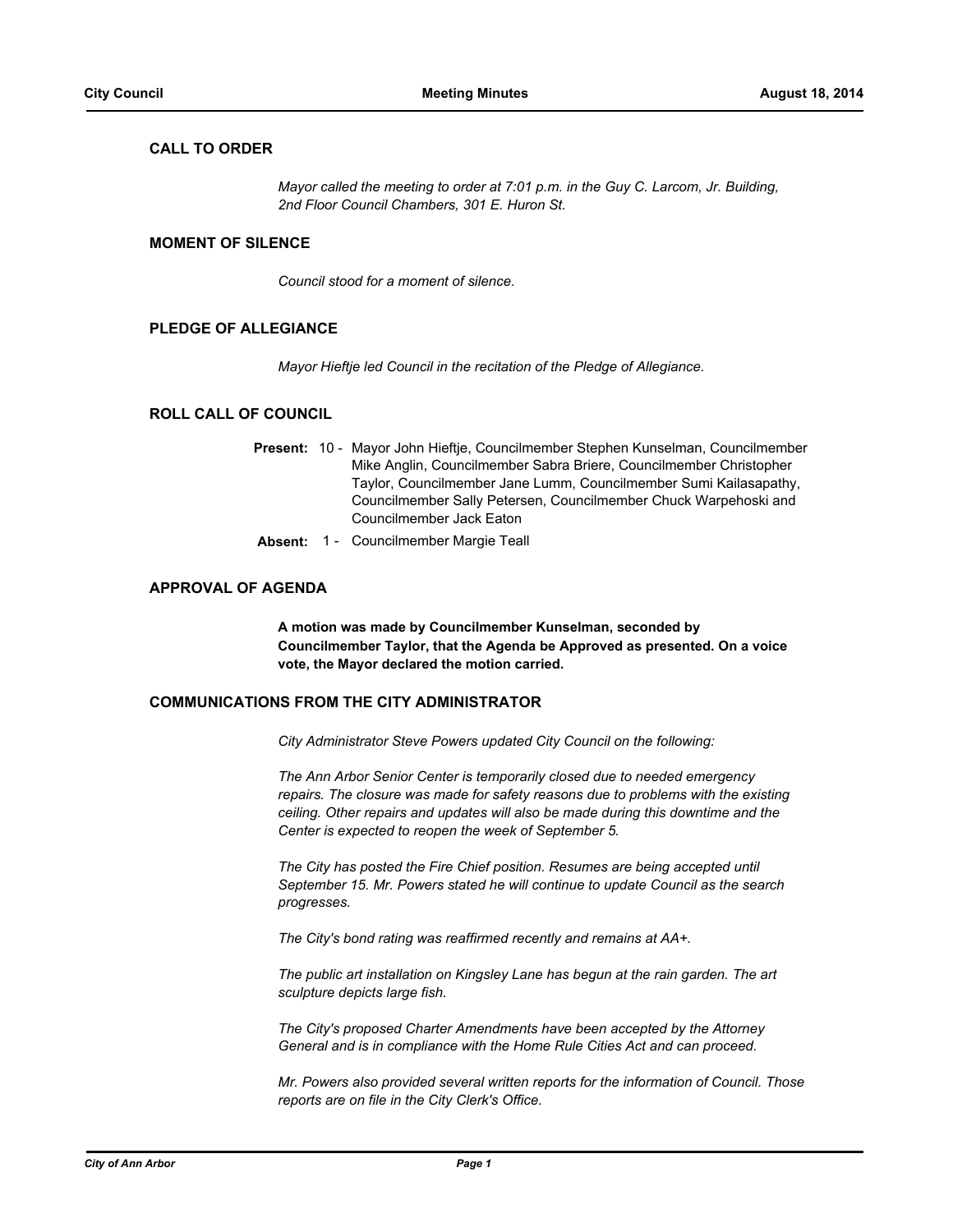## CALL TO ORDER

*Mayor called the meeting to order at 7:01 p.m. in the Guy C. Larcom, Jr. Building, 2nd Floor Council Chambers, 301 E. Huron St.*

## MOMENT OF SILENCE

*Council stood for a moment of silence.*

## PLEDGE OF ALLEGIANCE

*Mayor Hieftje led Council in the recitation of the Pledge of Allegiance.*

## ROLL CALL OF COUNCIL

**Present:** 10 - Mayor John Hieftje, Councilmember Stephen Kunselman, Councilmember Mike Anglin, Councilmember Sabra Briere, Councilmember Christopher Taylor, Councilmember Jane Lumm, Councilmember Sumi Kailasapathy, Councilmember Sally Petersen, Councilmember Chuck Warpehoski and Councilmember Jack Eaton

**Absent:** 1 - Councilmember Margie Teall

## APPROVAL OF AGENDA

**A motion was made by Councilmember Kunselman, seconded by Councilmember Taylor, that the Agenda be Approved as presented. On a voice vote, the Mayor declared the motion carried.**

## COMMUNICATIONS FROM THE CITY ADMINISTRATOR

*City Administrator Steve Powers updated City Council on the following:*

*The Ann Arbor Senior Center is temporarily closed due to needed emergency repairs. The closure was made for safety reasons due to problems with the existing ceiling. Other repairs and updates will also be made during this downtime and the Center is expected to reopen the week of September 5.*

*The City has posted the Fire Chief position. Resumes are being accepted until September 15. Mr. Powers stated he will continue to update Council as the search progresses.*

*The City's bond rating was reaffirmed recently and remains at AA+.*

*The public art installation on Kingsley Lane has begun at the rain garden. The art sculpture depicts large fish.*

*The City's proposed Charter Amendments have been accepted by the Attorney General and is in compliance with the Home Rule Cities Act and can proceed.*

*Mr. Powers also provided several written reports for the information of Council. Those reports are on file in the City Clerk's Office.*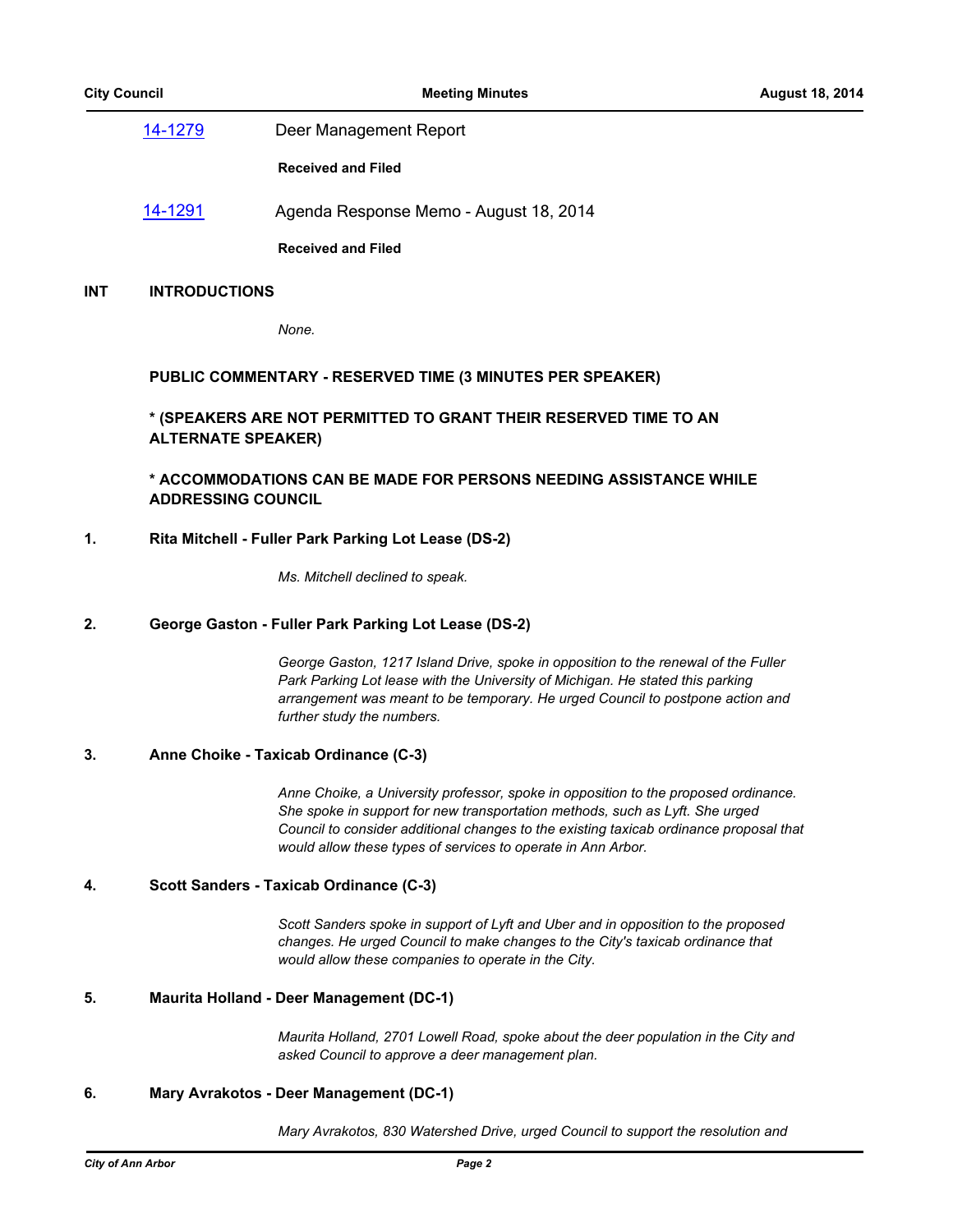[14-1279](14-1279) Deer Management Report

**Received and Filed**

[14-1291](14-1291) Agenda Response Memo - August 18, 2014

**Received and Filed**

## INT INTRODUCTIONS

*None.*

### PUBLIC COMMENTARY - RESERVED TIME (3 MINUTES PER SPEAKER)

### * (SPEAKERS ARE NOT PERMITTED TO GRANT THEIR RESERVED TIME TO AN ALTERNATE SPEAKER)

### * ACCOMMODATIONS CAN BE MADE FOR PERSONS NEEDING ASSISTANCE WHILE ADDRESSING COUNCIL

### 1. Rita Mitchell - Fuller Park Parking Lot Lease (DS-2)

*Ms. Mitchell declined to speak.*

### 2. George Gaston - Fuller Park Parking Lot Lease (DS-2)

*George Gaston, 1217 Island Drive, spoke in opposition to the renewal of the Fuller Park Parking Lot lease with the University of Michigan. He stated this parking arrangement was meant to be temporary. He urged Council to postpone action and further study the numbers.*

### 3. Anne Choike - Taxicab Ordinance (C-3)

*Anne Choike, a University professor, spoke in opposition to the proposed ordinance. She spoke in support for new transportation methods, such as Lyft. She urged Council to consider additional changes to the existing taxicab ordinance proposal that would allow these types of services to operate in Ann Arbor.*

### 4. Scott Sanders - Taxicab Ordinance (C-3)

*Scott Sanders spoke in support of Lyft and Uber and in opposition to the proposed changes. He urged Council to make changes to the City's taxicab ordinance that would allow these companies to operate in the City.*

### 5. Maurita Holland - Deer Management (DC-1)

*Maurita Holland, 2701 Lowell Road, spoke about the deer population in the City and asked Council to approve a deer management plan.*

### 6. Mary Avrakotos - Deer Management (DC-1)

*Mary Avrakotos, 830 Watershed Drive, urged Council to support the resolution and*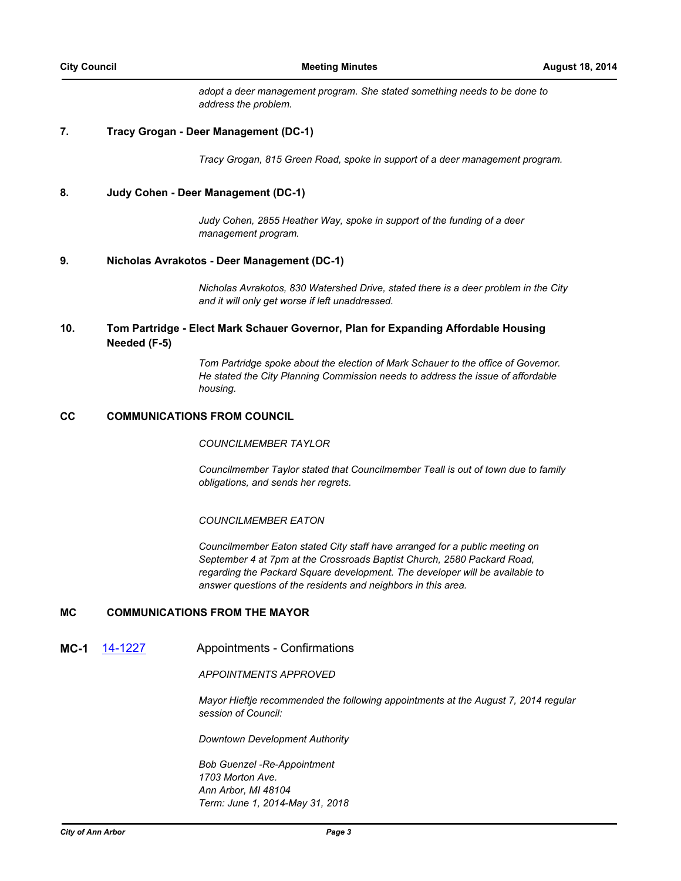*adopt a deer management program. She stated something needs to be done to address the problem.*

**7. Tracy Grogan - Deer Management (DC-1)**

*Tracy Grogan, 815 Green Road, spoke in support of a deer management program.*

**8. Judy Cohen - Deer Management (DC-1)**

*Judy Cohen, 2855 Heather Way, spoke in support of the funding of a deer management program.*

**9. Nicholas Avrakotos - Deer Management (DC-1)**

*Nicholas Avrakotos, 830 Watershed Drive, stated there is a deer problem in the City and it will only get worse if left unaddressed.*

**10. Tom Partridge - Elect Mark Schauer Governor, Plan for Expanding Affordable Housing Needed (F-5)**

*Tom Partridge spoke about the election of Mark Schauer to the office of Governor. He stated the City Planning Commission needs to address the issue of affordable housing.*

## CC COMMUNICATIONS FROM COUNCIL

*COUNCILMEMBER TAYLOR*

*Councilmember Taylor stated that Councilmember Teall is out of town due to family obligations, and sends her regrets.*

*COUNCILMEMBER EATON*

*Councilmember Eaton stated City staff have arranged for a public meeting on September 4 at 7pm at the Crossroads Baptist Church, 2580 Packard Road, regarding the Packard Square development. The developer will be available to answer questions of the residents and neighbors in this area.*

## MC COMMUNICATIONS FROM THE MAYOR

**MC-1** 14-1227 Appointments - Confirmations

*APPOINTMENTS APPROVED*

*Mayor Hieftje recommended the following appointments at the August 7, 2014 regular session of Council:*

*Downtown Development Authority*

*Bob Guenzel -Re-Appointment*
*1703 Morton Ave.*
*Ann Arbor, MI 48104*
*Term: June 1, 2014-May 31, 2018*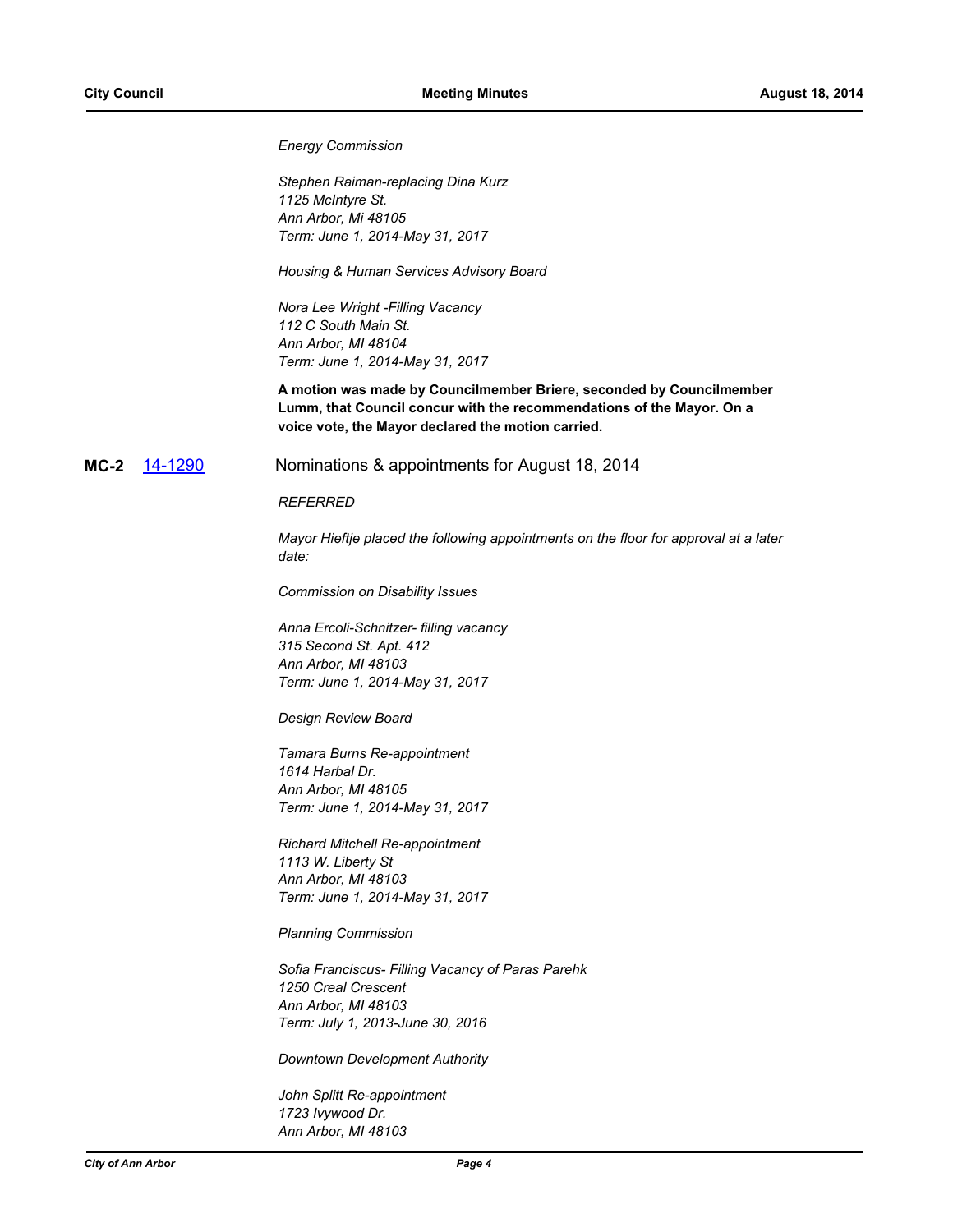*Energy Commission*

*Stephen Raiman-replacing Dina Kurz*
*1125 McIntyre St.*
*Ann Arbor, Mi 48105*
*Term: June 1, 2014-May 31, 2017*

*Housing & Human Services Advisory Board*

*Nora Lee Wright -Filling Vacancy*
*112 C South Main St.*
*Ann Arbor, MI 48104*
*Term: June 1, 2014-May 31, 2017*

**A motion was made by Councilmember Briere, seconded by Councilmember Lumm, that Council concur with the recommendations of the Mayor. On a voice vote, the Mayor declared the motion carried.**

**MC-2** 14-1290 Nominations & appointments for August 18, 2014

*REFERRED*

*Mayor Hieftje placed the following appointments on the floor for approval at a later date:*

*Commission on Disability Issues*

*Anna Ercoli-Schnitzer- filling vacancy*
*315 Second St. Apt. 412*
*Ann Arbor, MI 48103*
*Term: June 1, 2014-May 31, 2017*

*Design Review Board*

*Tamara Burns Re-appointment*
*1614 Harbal Dr.*
*Ann Arbor, MI 48105*
*Term: June 1, 2014-May 31, 2017*

*Richard Mitchell Re-appointment*
*1113 W. Liberty St*
*Ann Arbor, MI 48103*
*Term: June 1, 2014-May 31, 2017*

*Planning Commission*

*Sofia Franciscus- Filling Vacancy of Paras Parehk*
*1250 Creal Crescent*
*Ann Arbor, MI 48103*
*Term: July 1, 2013-June 30, 2016*

*Downtown Development Authority*

*John Splitt Re-appointment*
*1723 Ivywood Dr.*
*Ann Arbor, MI 48103*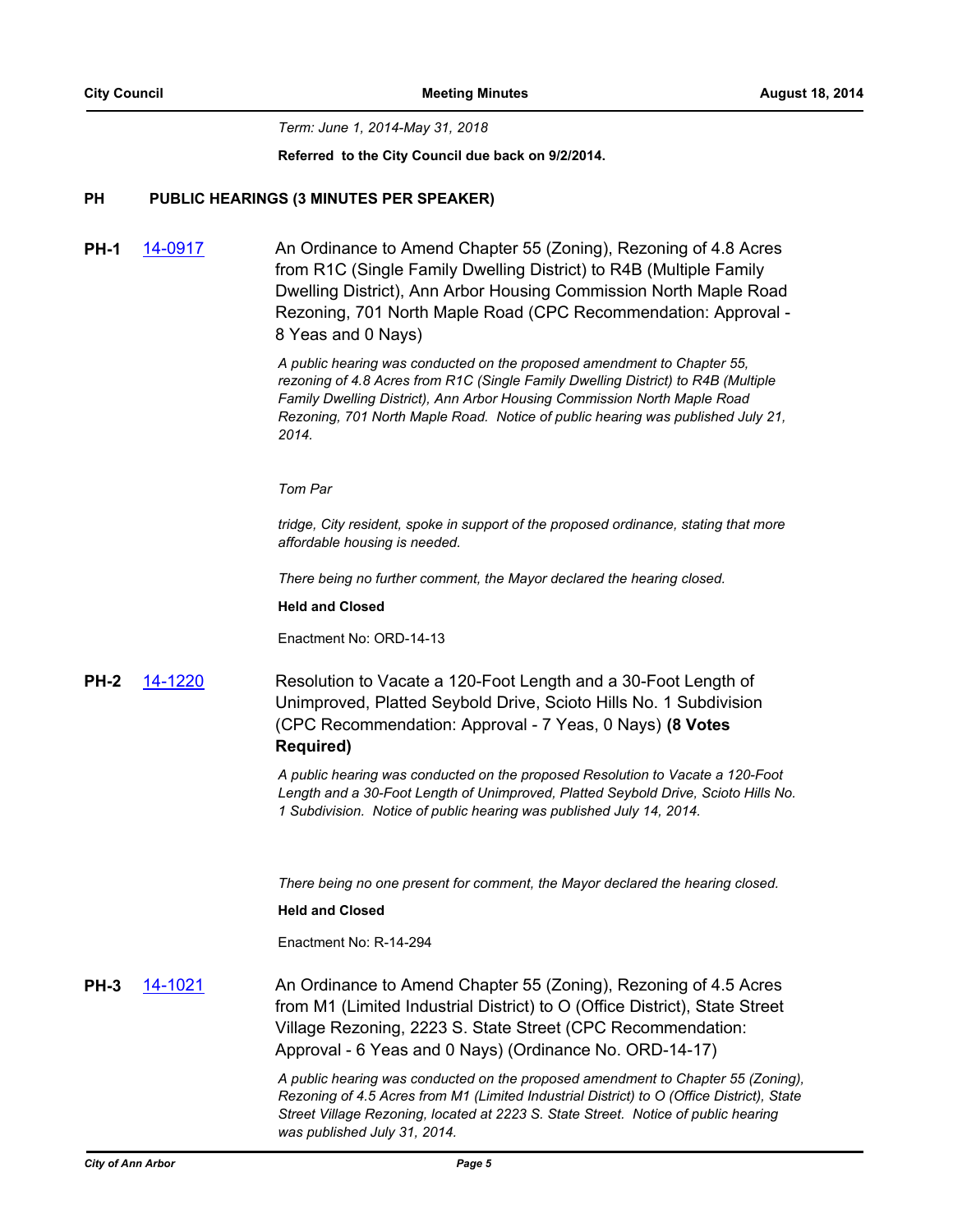*Term: June 1, 2014-May 31, 2018*

**Referred to the City Council due back on 9/2/2014.**

## PH PUBLIC HEARINGS (3 MINUTES PER SPEAKER)

**PH-1** 14-0917

An Ordinance to Amend Chapter 55 (Zoning), Rezoning of 4.8 Acres from R1C (Single Family Dwelling District) to R4B (Multiple Family Dwelling District), Ann Arbor Housing Commission North Maple Road Rezoning, 701 North Maple Road (CPC Recommendation: Approval - 8 Yeas and 0 Nays)

*A public hearing was conducted on the proposed amendment to Chapter 55, rezoning of 4.8 Acres from R1C (Single Family Dwelling District) to R4B (Multiple Family Dwelling District), Ann Arbor Housing Commission North Maple Road Rezoning, 701 North Maple Road. Notice of public hearing was published July 21, 2014.*

*Tom Par*

*tridge, City resident, spoke in support of the proposed ordinance, stating that more affordable housing is needed.*

*There being no further comment, the Mayor declared the hearing closed.*

**Held and Closed**

Enactment No: ORD-14-13

**PH-2** 14-1220

Resolution to Vacate a 120-Foot Length and a 30-Foot Length of Unimproved, Platted Seybold Drive, Scioto Hills No. 1 Subdivision (CPC Recommendation: Approval - 7 Yeas, 0 Nays) **(8 Votes Required)**

*A public hearing was conducted on the proposed Resolution to Vacate a 120-Foot Length and a 30-Foot Length of Unimproved, Platted Seybold Drive, Scioto Hills No. 1 Subdivision. Notice of public hearing was published July 14, 2014.*

*There being no one present for comment, the Mayor declared the hearing closed.*

**Held and Closed**

Enactment No: R-14-294

**PH-3** 14-1021

An Ordinance to Amend Chapter 55 (Zoning), Rezoning of 4.5 Acres from M1 (Limited Industrial District) to O (Office District), State Street Village Rezoning, 2223 S. State Street (CPC Recommendation: Approval - 6 Yeas and 0 Nays) (Ordinance No. ORD-14-17)

*A public hearing was conducted on the proposed amendment to Chapter 55 (Zoning), Rezoning of 4.5 Acres from M1 (Limited Industrial District) to O (Office District), State Street Village Rezoning, located at 2223 S. State Street. Notice of public hearing was published July 31, 2014.*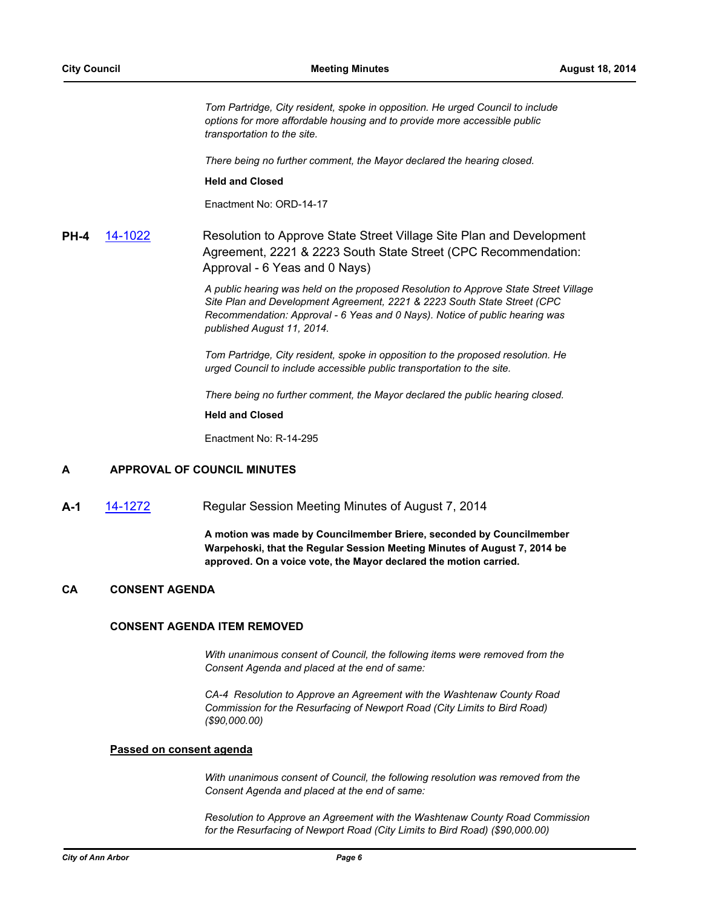*Tom Partridge, City resident, spoke in opposition. He urged Council to include options for more affordable housing and to provide more accessible public transportation to the site.*

*There being no further comment, the Mayor declared the hearing closed.*

**Held and Closed**

Enactment No: ORD-14-17

**PH-4** [14-1022] Resolution to Approve State Street Village Site Plan and Development Agreement, 2221 & 2223 South State Street (CPC Recommendation: Approval - 6 Yeas and 0 Nays)

*A public hearing was held on the proposed Resolution to Approve State Street Village Site Plan and Development Agreement, 2221 & 2223 South State Street (CPC Recommendation: Approval - 6 Yeas and 0 Nays). Notice of public hearing was published August 11, 2014.*

*Tom Partridge, City resident, spoke in opposition to the proposed resolution. He urged Council to include accessible public transportation to the site.*

*There being no further comment, the Mayor declared the public hearing closed.*

**Held and Closed**

Enactment No: R-14-295

## A APPROVAL OF COUNCIL MINUTES

**A-1** [14-1272] Regular Session Meeting Minutes of August 7, 2014

**A motion was made by Councilmember Briere, seconded by Councilmember Warpehoski, that the Regular Session Meeting Minutes of August 7, 2014 be approved. On a voice vote, the Mayor declared the motion carried.**

## CA CONSENT AGENDA

### CONSENT AGENDA ITEM REMOVED

*With unanimous consent of Council, the following items were removed from the Consent Agenda and placed at the end of same:*

*CA-4 Resolution to Approve an Agreement with the Washtenaw County Road Commission for the Resurfacing of Newport Road (City Limits to Bird Road) ($90,000.00)*

**Passed on consent agenda**

*With unanimous consent of Council, the following resolution was removed from the Consent Agenda and placed at the end of same:*

*Resolution to Approve an Agreement with the Washtenaw County Road Commission for the Resurfacing of Newport Road (City Limits to Bird Road) ($90,000.00)*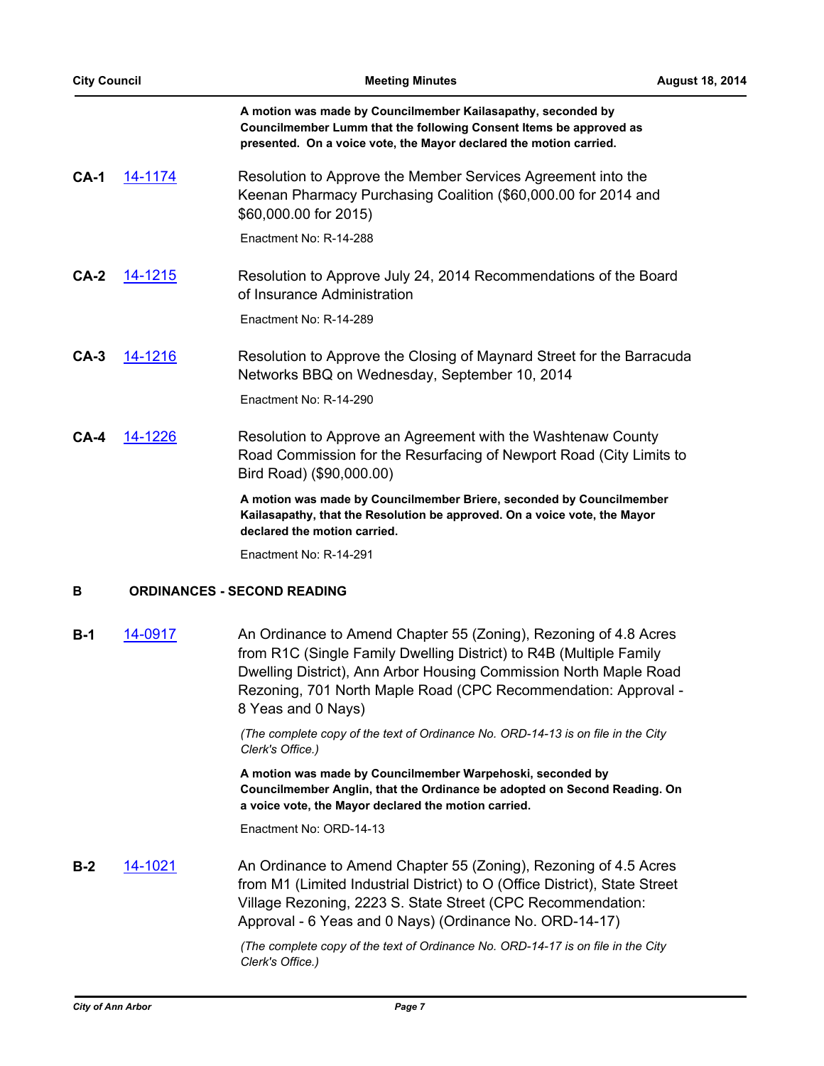**A motion was made by Councilmember Kailasapathy, seconded by Councilmember Lumm that the following Consent Items be approved as presented. On a voice vote, the Mayor declared the motion carried.**

**CA-1** 14-1174 Resolution to Approve the Member Services Agreement into the Keenan Pharmacy Purchasing Coalition ($60,000.00 for 2014 and $60,000.00 for 2015)

Enactment No: R-14-288

**CA-2** 14-1215 Resolution to Approve July 24, 2014 Recommendations of the Board of Insurance Administration

Enactment No: R-14-289

**CA-3** 14-1216 Resolution to Approve the Closing of Maynard Street for the Barracuda Networks BBQ on Wednesday, September 10, 2014

Enactment No: R-14-290

**CA-4** 14-1226 Resolution to Approve an Agreement with the Washtenaw County Road Commission for the Resurfacing of Newport Road (City Limits to Bird Road) ($90,000.00)

**A motion was made by Councilmember Briere, seconded by Councilmember Kailasapathy, that the Resolution be approved. On a voice vote, the Mayor declared the motion carried.**

Enactment No: R-14-291

## B ORDINANCES - SECOND READING

**B-1** 14-0917 An Ordinance to Amend Chapter 55 (Zoning), Rezoning of 4.8 Acres from R1C (Single Family Dwelling District) to R4B (Multiple Family Dwelling District), Ann Arbor Housing Commission North Maple Road Rezoning, 701 North Maple Road (CPC Recommendation: Approval - 8 Yeas and 0 Nays)

*(The complete copy of the text of Ordinance No. ORD-14-13 is on file in the City Clerk's Office.)*

**A motion was made by Councilmember Warpehoski, seconded by Councilmember Anglin, that the Ordinance be adopted on Second Reading. On a voice vote, the Mayor declared the motion carried.**

Enactment No: ORD-14-13

**B-2** 14-1021 An Ordinance to Amend Chapter 55 (Zoning), Rezoning of 4.5 Acres from M1 (Limited Industrial District) to O (Office District), State Street Village Rezoning, 2223 S. State Street (CPC Recommendation: Approval - 6 Yeas and 0 Nays) (Ordinance No. ORD-14-17)

*(The complete copy of the text of Ordinance No. ORD-14-17 is on file in the City Clerk's Office.)*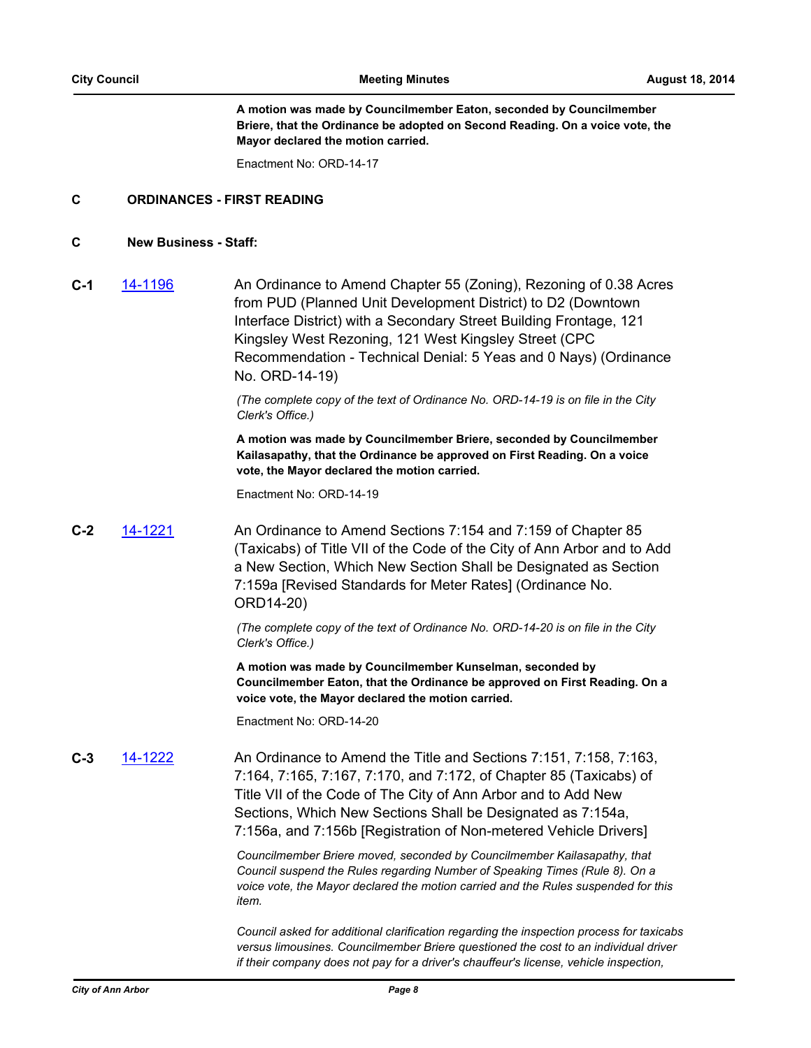**A motion was made by Councilmember Eaton, seconded by Councilmember Briere, that the Ordinance be adopted on Second Reading. On a voice vote, the Mayor declared the motion carried.**

Enactment No: ORD-14-17

## C ORDINANCES - FIRST READING

## C New Business - Staff:

**C-1** [14-1196](14-1196)

An Ordinance to Amend Chapter 55 (Zoning), Rezoning of 0.38 Acres from PUD (Planned Unit Development District) to D2 (Downtown Interface District) with a Secondary Street Building Frontage, 121 Kingsley West Rezoning, 121 West Kingsley Street (CPC Recommendation - Technical Denial: 5 Yeas and 0 Nays) (Ordinance No. ORD-14-19)

*(The complete copy of the text of Ordinance No. ORD-14-19 is on file in the City Clerk's Office.)*

**A motion was made by Councilmember Briere, seconded by Councilmember Kailasapathy, that the Ordinance be approved on First Reading. On a voice vote, the Mayor declared the motion carried.**

Enactment No: ORD-14-19

**C-2** [14-1221](14-1221)

An Ordinance to Amend Sections 7:154 and 7:159 of Chapter 85 (Taxicabs) of Title VII of the Code of the City of Ann Arbor and to Add a New Section, Which New Section Shall be Designated as Section 7:159a [Revised Standards for Meter Rates] (Ordinance No. ORD14-20)

*(The complete copy of the text of Ordinance No. ORD-14-20 is on file in the City Clerk's Office.)*

**A motion was made by Councilmember Kunselman, seconded by Councilmember Eaton, that the Ordinance be approved on First Reading. On a voice vote, the Mayor declared the motion carried.**

Enactment No: ORD-14-20

**C-3** [14-1222](14-1222)

An Ordinance to Amend the Title and Sections 7:151, 7:158, 7:163, 7:164, 7:165, 7:167, 7:170, and 7:172, of Chapter 85 (Taxicabs) of Title VII of the Code of The City of Ann Arbor and to Add New Sections, Which New Sections Shall be Designated as 7:154a, 7:156a, and 7:156b [Registration of Non-metered Vehicle Drivers]

*Councilmember Briere moved, seconded by Councilmember Kailasapathy, that Council suspend the Rules regarding Number of Speaking Times (Rule 8). On a voice vote, the Mayor declared the motion carried and the Rules suspended for this item.*

*Council asked for additional clarification regarding the inspection process for taxicabs versus limousines. Councilmember Briere questioned the cost to an individual driver if their company does not pay for a driver's chauffeur's license, vehicle inspection,*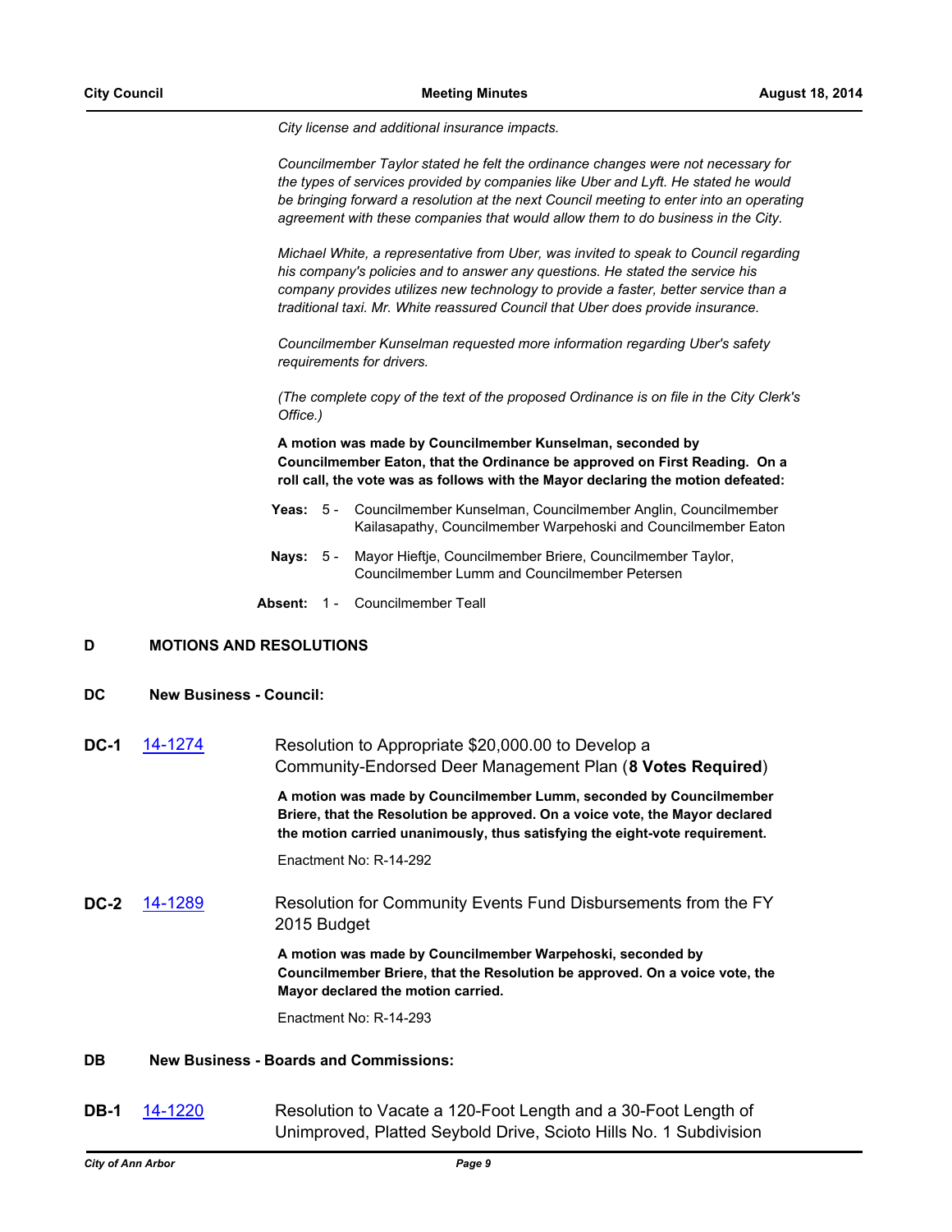*City license and additional insurance impacts.*

*Councilmember Taylor stated he felt the ordinance changes were not necessary for the types of services provided by companies like Uber and Lyft. He stated he would be bringing forward a resolution at the next Council meeting to enter into an operating agreement with these companies that would allow them to do business in the City.*

*Michael White, a representative from Uber, was invited to speak to Council regarding his company's policies and to answer any questions. He stated the service his company provides utilizes new technology to provide a faster, better service than a traditional taxi. Mr. White reassured Council that Uber does provide insurance.*

*Councilmember Kunselman requested more information regarding Uber's safety requirements for drivers.*

*(The complete copy of the text of the proposed Ordinance is on file in the City Clerk's Office.)*

**A motion was made by Councilmember Kunselman, seconded by Councilmember Eaton, that the Ordinance be approved on First Reading. On a roll call, the vote was as follows with the Mayor declaring the motion defeated:**

**Yeas:** 5 - Councilmember Kunselman, Councilmember Anglin, Councilmember Kailasapathy, Councilmember Warpehoski and Councilmember Eaton

**Nays:** 5 - Mayor Hieftje, Councilmember Briere, Councilmember Taylor, Councilmember Lumm and Councilmember Petersen

**Absent:** 1 - Councilmember Teall

## D MOTIONS AND RESOLUTIONS

### DC New Business - Council:

**DC-1** 14-1274 Resolution to Appropriate $20,000.00 to Develop a Community-Endorsed Deer Management Plan (**8 Votes Required**)

**A motion was made by Councilmember Lumm, seconded by Councilmember Briere, that the Resolution be approved. On a voice vote, the Mayor declared the motion carried unanimously, thus satisfying the eight-vote requirement.**

Enactment No: R-14-292

**DC-2** 14-1289 Resolution for Community Events Fund Disbursements from the FY 2015 Budget

**A motion was made by Councilmember Warpehoski, seconded by Councilmember Briere, that the Resolution be approved. On a voice vote, the Mayor declared the motion carried.**

Enactment No: R-14-293

### DB New Business - Boards and Commissions:

**DB-1** 14-1220 Resolution to Vacate a 120-Foot Length and a 30-Foot Length of Unimproved, Platted Seybold Drive, Scioto Hills No. 1 Subdivision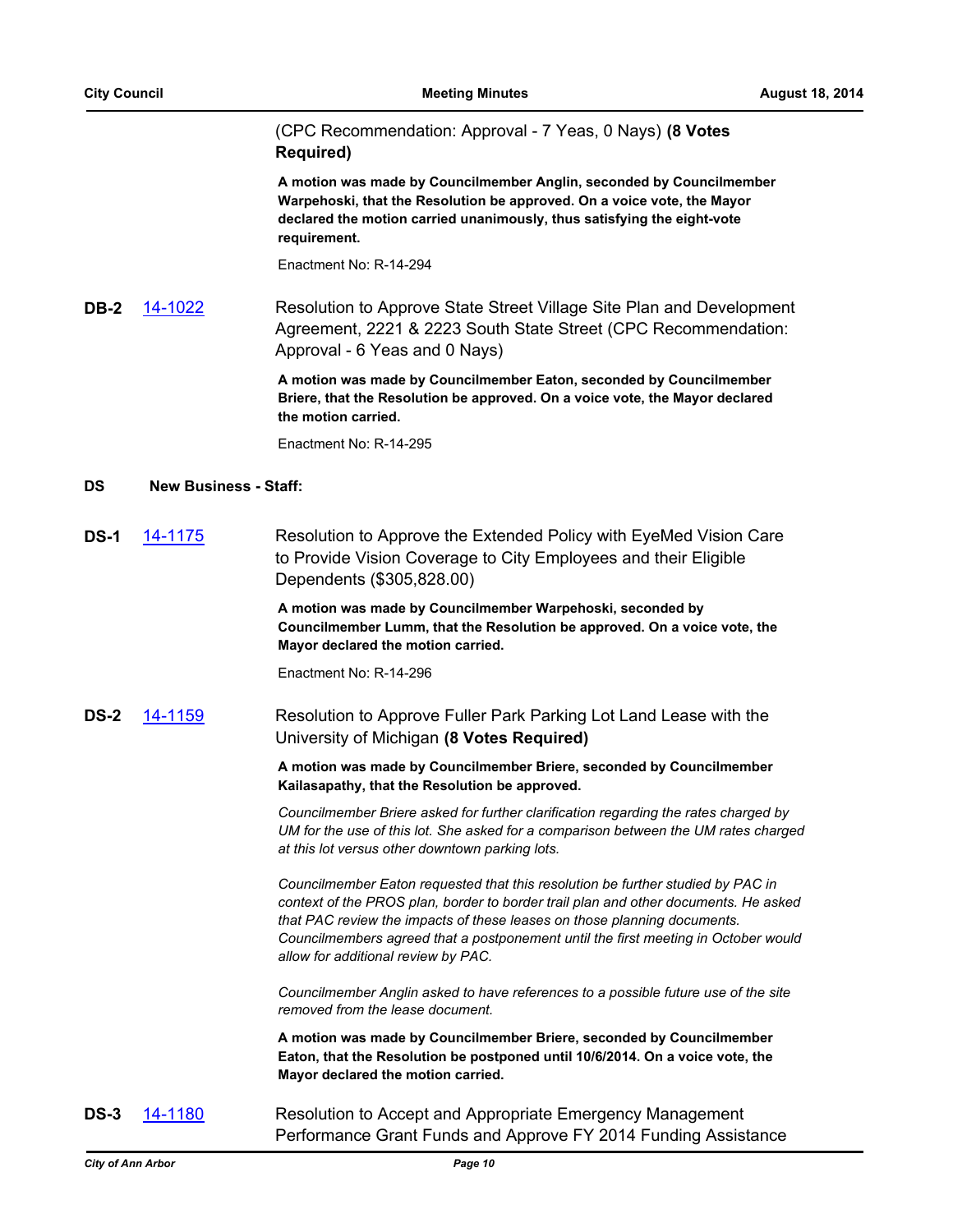(CPC Recommendation: Approval - 7 Yeas, 0 Nays) **(8 Votes Required)**

**A motion was made by Councilmember Anglin, seconded by Councilmember Warpehoski, that the Resolution be approved. On a voice vote, the Mayor declared the motion carried unanimously, thus satisfying the eight-vote requirement.**

Enactment No: R-14-294

**DB-2** 14-1022 Resolution to Approve State Street Village Site Plan and Development Agreement, 2221 & 2223 South State Street (CPC Recommendation: Approval - 6 Yeas and 0 Nays)

**A motion was made by Councilmember Eaton, seconded by Councilmember Briere, that the Resolution be approved. On a voice vote, the Mayor declared the motion carried.**

Enactment No: R-14-295

## DS New Business - Staff:

**DS-1** 14-1175 Resolution to Approve the Extended Policy with EyeMed Vision Care to Provide Vision Coverage to City Employees and their Eligible Dependents ($305,828.00)

**A motion was made by Councilmember Warpehoski, seconded by Councilmember Lumm, that the Resolution be approved. On a voice vote, the Mayor declared the motion carried.**

Enactment No: R-14-296

**DS-2** 14-1159 Resolution to Approve Fuller Park Parking Lot Land Lease with the University of Michigan **(8 Votes Required)**

**A motion was made by Councilmember Briere, seconded by Councilmember Kailasapathy, that the Resolution be approved.**

*Councilmember Briere asked for further clarification regarding the rates charged by UM for the use of this lot. She asked for a comparison between the UM rates charged at this lot versus other downtown parking lots.*

*Councilmember Eaton requested that this resolution be further studied by PAC in context of the PROS plan, border to border trail plan and other documents. He asked that PAC review the impacts of these leases on those planning documents. Councilmembers agreed that a postponement until the first meeting in October would allow for additional review by PAC.*

*Councilmember Anglin asked to have references to a possible future use of the site removed from the lease document.*

**A motion was made by Councilmember Briere, seconded by Councilmember Eaton, that the Resolution be postponed until 10/6/2014. On a voice vote, the Mayor declared the motion carried.**

**DS-3** 14-1180 Resolution to Accept and Appropriate Emergency Management Performance Grant Funds and Approve FY 2014 Funding Assistance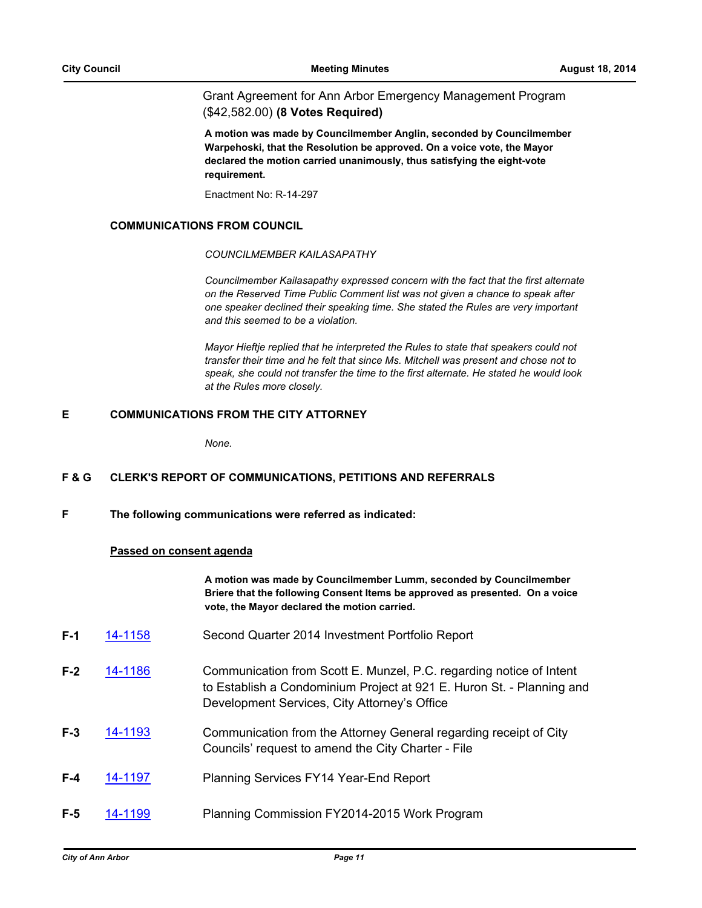Grant Agreement for Ann Arbor Emergency Management Program ($42,582.00) **(8 Votes Required)**

**A motion was made by Councilmember Anglin, seconded by Councilmember Warpehoski, that the Resolution be approved. On a voice vote, the Mayor declared the motion carried unanimously, thus satisfying the eight-vote requirement.**

Enactment No: R-14-297

## COMMUNICATIONS FROM COUNCIL

*COUNCILMEMBER KAILASAPATHY*

*Councilmember Kailasapathy expressed concern with the fact that the first alternate on the Reserved Time Public Comment list was not given a chance to speak after one speaker declined their speaking time. She stated the Rules are very important and this seemed to be a violation.*

*Mayor Hieftje replied that he interpreted the Rules to state that speakers could not transfer their time and he felt that since Ms. Mitchell was present and chose not to speak, she could not transfer the time to the first alternate. He stated he would look at the Rules more closely.*

## E COMMUNICATIONS FROM THE CITY ATTORNEY

*None.*

## F & G CLERK'S REPORT OF COMMUNICATIONS, PETITIONS AND REFERRALS

## F The following communications were referred as indicated:

**Passed on consent agenda**

**A motion was made by Councilmember Lumm, seconded by Councilmember Briere that the following Consent Items be approved as presented. On a voice vote, the Mayor declared the motion carried.**

**F-1** 14-1158 Second Quarter 2014 Investment Portfolio Report

**F-2** 14-1186 Communication from Scott E. Munzel, P.C. regarding notice of Intent to Establish a Condominium Project at 921 E. Huron St. - Planning and Development Services, City Attorney's Office

**F-3** 14-1193 Communication from the Attorney General regarding receipt of City Councils' request to amend the City Charter - File

**F-4** 14-1197 Planning Services FY14 Year-End Report

**F-5** 14-1199 Planning Commission FY2014-2015 Work Program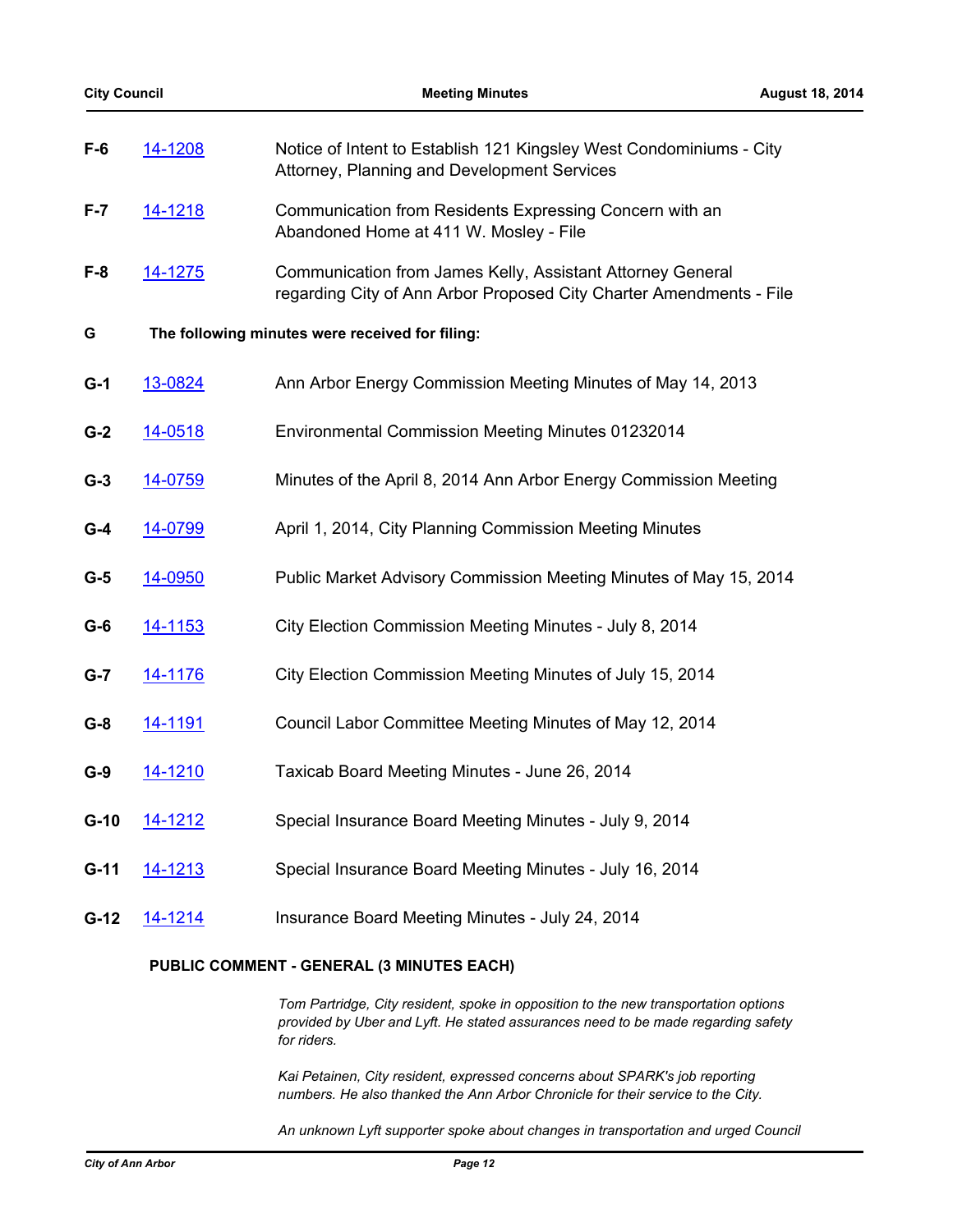**F-6** [14-1208] Notice of Intent to Establish 121 Kingsley West Condominiums - City Attorney, Planning and Development Services

**F-7** [14-1218] Communication from Residents Expressing Concern with an Abandoned Home at 411 W. Mosley - File

**F-8** [14-1275] Communication from James Kelly, Assistant Attorney General regarding City of Ann Arbor Proposed City Charter Amendments - File

## G The following minutes were received for filing:

**G-1** [13-0824] Ann Arbor Energy Commission Meeting Minutes of May 14, 2013

**G-2** [14-0518] Environmental Commission Meeting Minutes 01232014

**G-3** [14-0759] Minutes of the April 8, 2014 Ann Arbor Energy Commission Meeting

**G-4** [14-0799] April 1, 2014, City Planning Commission Meeting Minutes

**G-5** [14-0950] Public Market Advisory Commission Meeting Minutes of May 15, 2014

**G-6** [14-1153] City Election Commission Meeting Minutes - July 8, 2014

**G-7** [14-1176] City Election Commission Meeting Minutes of July 15, 2014

**G-8** [14-1191] Council Labor Committee Meeting Minutes of May 12, 2014

**G-9** [14-1210] Taxicab Board Meeting Minutes - June 26, 2014

**G-10** [14-1212] Special Insurance Board Meeting Minutes - July 9, 2014

**G-11** [14-1213] Special Insurance Board Meeting Minutes - July 16, 2014

**G-12** [14-1214] Insurance Board Meeting Minutes - July 24, 2014

## PUBLIC COMMENT - GENERAL (3 MINUTES EACH)

*Tom Partridge, City resident, spoke in opposition to the new transportation options provided by Uber and Lyft. He stated assurances need to be made regarding safety for riders.*

*Kai Petainen, City resident, expressed concerns about SPARK's job reporting numbers. He also thanked the Ann Arbor Chronicle for their service to the City.*

*An unknown Lyft supporter spoke about changes in transportation and urged Council*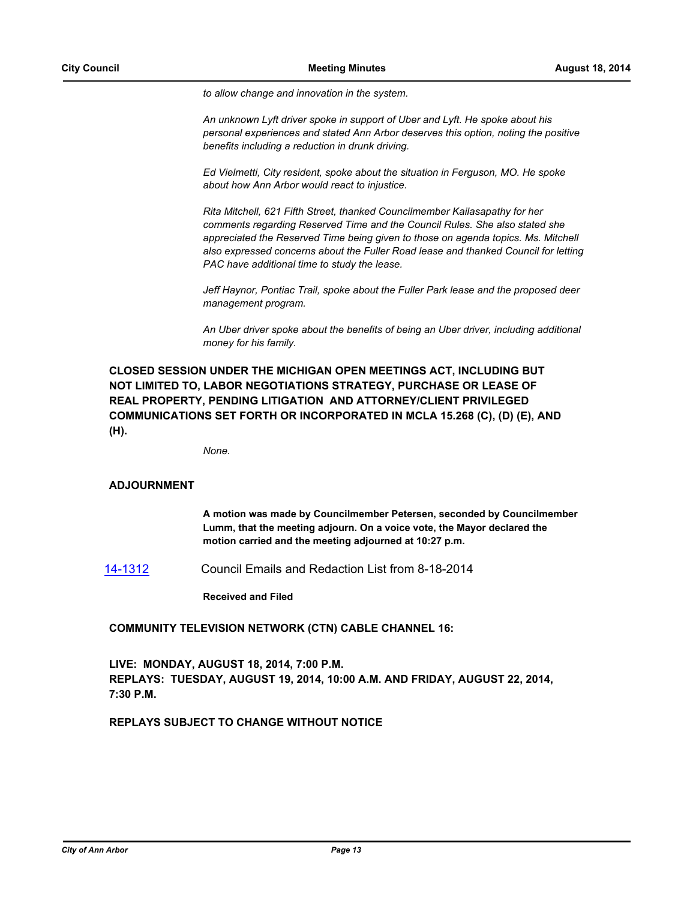*to allow change and innovation in the system.*

*An unknown Lyft driver spoke in support of Uber and Lyft. He spoke about his personal experiences and stated Ann Arbor deserves this option, noting the positive benefits including a reduction in drunk driving.*

*Ed Vielmetti, City resident, spoke about the situation in Ferguson, MO. He spoke about how Ann Arbor would react to injustice.*

*Rita Mitchell, 621 Fifth Street, thanked Councilmember Kailasapathy for her comments regarding Reserved Time and the Council Rules. She also stated she appreciated the Reserved Time being given to those on agenda topics. Ms. Mitchell also expressed concerns about the Fuller Road lease and thanked Council for letting PAC have additional time to study the lease.*

*Jeff Haynor, Pontiac Trail, spoke about the Fuller Park lease and the proposed deer management program.*

*An Uber driver spoke about the benefits of being an Uber driver, including additional money for his family.*

**CLOSED SESSION UNDER THE MICHIGAN OPEN MEETINGS ACT, INCLUDING BUT NOT LIMITED TO, LABOR NEGOTIATIONS STRATEGY, PURCHASE OR LEASE OF REAL PROPERTY, PENDING LITIGATION AND ATTORNEY/CLIENT PRIVILEGED COMMUNICATIONS SET FORTH OR INCORPORATED IN MCLA 15.268 (C), (D) (E), AND (H).**

*None.*

**ADJOURNMENT**

**A motion was made by Councilmember Petersen, seconded by Councilmember Lumm, that the meeting adjourn. On a voice vote, the Mayor declared the motion carried and the meeting adjourned at 10:27 p.m.**

14-1312 Council Emails and Redaction List from 8-18-2014

**Received and Filed**

**COMMUNITY TELEVISION NETWORK (CTN) CABLE CHANNEL 16:**

**LIVE: MONDAY, AUGUST 18, 2014, 7:00 P.M.**
**REPLAYS: TUESDAY, AUGUST 19, 2014, 10:00 A.M. AND FRIDAY, AUGUST 22, 2014, 7:30 P.M.**

**REPLAYS SUBJECT TO CHANGE WITHOUT NOTICE**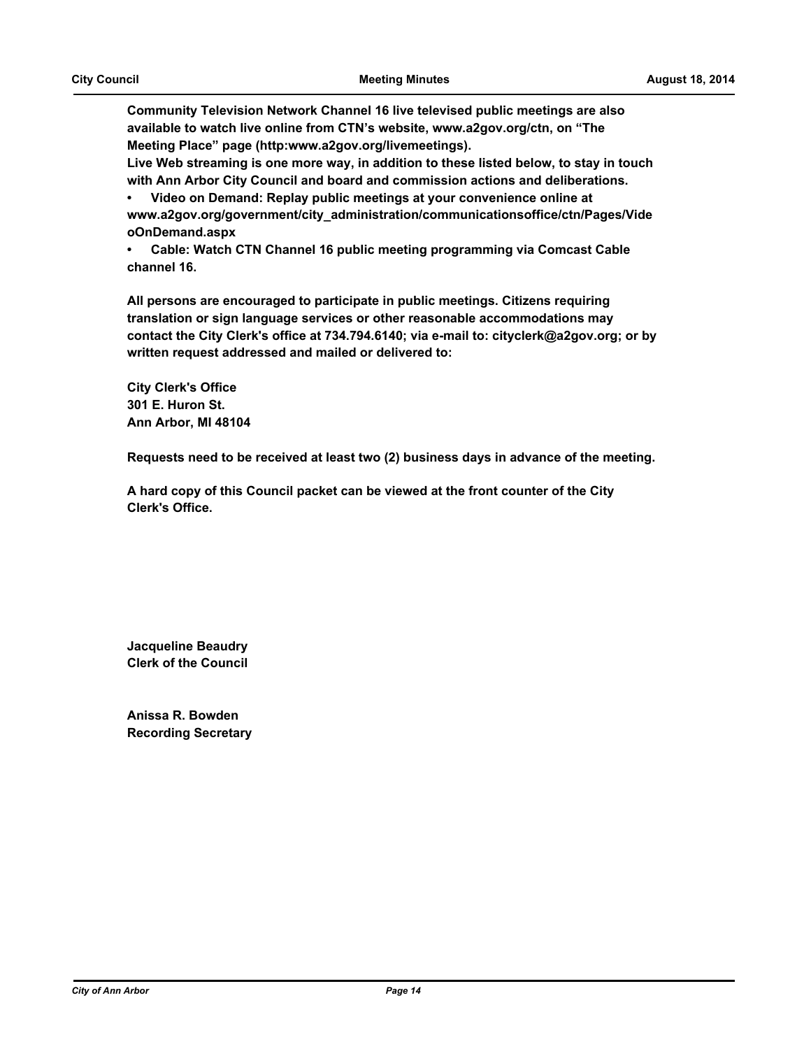**Community Television Network Channel 16 live televised public meetings are also available to watch live online from CTN's website, www.a2gov.org/ctn, on "The Meeting Place" page (http:www.a2gov.org/livemeetings).**

**Live Web streaming is one more way, in addition to these listed below, to stay in touch with Ann Arbor City Council and board and commission actions and deliberations.**

- **Video on Demand: Replay public meetings at your convenience online at www.a2gov.org/government/city_administration/communicationsoffice/ctn/Pages/VideoOnDemand.aspx**
- **Cable: Watch CTN Channel 16 public meeting programming via Comcast Cable channel 16.**

**All persons are encouraged to participate in public meetings. Citizens requiring translation or sign language services or other reasonable accommodations may contact the City Clerk's office at 734.794.6140; via e-mail to: cityclerk@a2gov.org; or by written request addressed and mailed or delivered to:**

**City Clerk's Office**
**301 E. Huron St.**
**Ann Arbor, MI 48104**

**Requests need to be received at least two (2) business days in advance of the meeting.**

**A hard copy of this Council packet can be viewed at the front counter of the City Clerk's Office.**

**Jacqueline Beaudry**
**Clerk of the Council**

**Anissa R. Bowden**
**Recording Secretary**